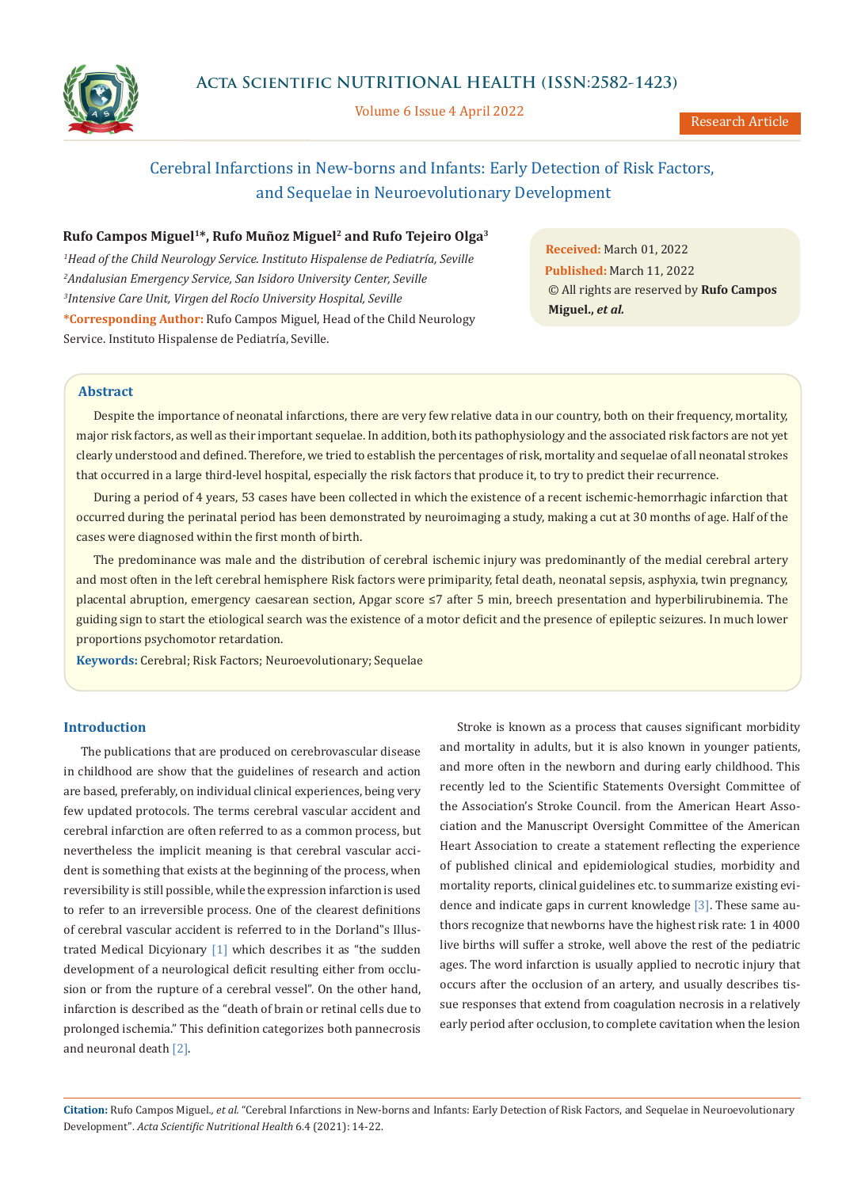# Cerebral Infarctions in New-borns and Infants: Early Detection of Risk Factors, and Sequelae in Neuroevolutionary Development

**Rufo Campos Miguel[1]*, Rufo Muñoz Miguel[2] and Rufo Tejeiro Olga[3]**

*[1]Head of the Child Neurology Service. Instituto Hispalense de Pediatría, Seville*

*[2]Andalusian Emergency Service, San Isidoro University Center, Seville*

*[3]Intensive Care Unit, Virgen del Rocío University Hospital, Seville*

***Corresponding Author:** Rufo Campos Miguel, Head of the Child Neurology Service. Instituto Hispalense de Pediatría, Seville.

**Received:** March 01, 2022

**Published:** March 11, 2022

© All rights are reserved by **Rufo Campos Miguel., *et al.***

## Abstract

Despite the importance of neonatal infarctions, there are very few relative data in our country, both on their frequency, mortality, major risk factors, as well as their important sequelae. In addition, both its pathophysiology and the associated risk factors are not yet clearly understood and defined. Therefore, we tried to establish the percentages of risk, mortality and sequelae of all neonatal strokes that occurred in a large third-level hospital, especially the risk factors that produce it, to try to predict their recurrence.

During a period of 4 years, 53 cases have been collected in which the existence of a recent ischemic-hemorrhagic infarction that occurred during the perinatal period has been demonstrated by neuroimaging a study, making a cut at 30 months of age. Half of the cases were diagnosed within the first month of birth.

The predominance was male and the distribution of cerebral ischemic injury was predominantly of the medial cerebral artery and most often in the left cerebral hemisphere Risk factors were primiparity, fetal death, neonatal sepsis, asphyxia, twin pregnancy, placental abruption, emergency caesarean section, Apgar score ≤7 after 5 min, breech presentation and hyperbilirubinemia. The guiding sign to start the etiological search was the existence of a motor deficit and the presence of epileptic seizures. In much lower proportions psychomotor retardation.

**Keywords:** Cerebral; Risk Factors; Neuroevolutionary; Sequelae

## Introduction

The publications that are produced on cerebrovascular disease in childhood are show that the guidelines of research and action are based, preferably, on individual clinical experiences, being very few updated protocols. The terms cerebral vascular accident and cerebral infarction are often referred to as a common process, but nevertheless the implicit meaning is that cerebral vascular accident is something that exists at the beginning of the process, when reversibility is still possible, while the expression infarction is used to refer to an irreversible process. One of the clearest definitions of cerebral vascular accident is referred to in the Dorland"s Illustrated Medical Dicyionary [1] which describes it as "the sudden development of a neurological deficit resulting either from occlusion or from the rupture of a cerebral vessel". On the other hand, infarction is described as the "death of brain or retinal cells due to prolonged ischemia." This definition categorizes both pannecrosis and neuronal death [2].

Stroke is known as a process that causes significant morbidity and mortality in adults, but it is also known in younger patients, and more often in the newborn and during early childhood. This recently led to the Scientific Statements Oversight Committee of the Association's Stroke Council. from the American Heart Association and the Manuscript Oversight Committee of the American Heart Association to create a statement reflecting the experience of published clinical and epidemiological studies, morbidity and mortality reports, clinical guidelines etc. to summarize existing evidence and indicate gaps in current knowledge [3]. These same authors recognize that newborns have the highest risk rate: 1 in 4000 live births will suffer a stroke, well above the rest of the pediatric ages. The word infarction is usually applied to necrotic injury that occurs after the occlusion of an artery, and usually describes tissue responses that extend from coagulation necrosis in a relatively early period after occlusion, to complete cavitation when the lesion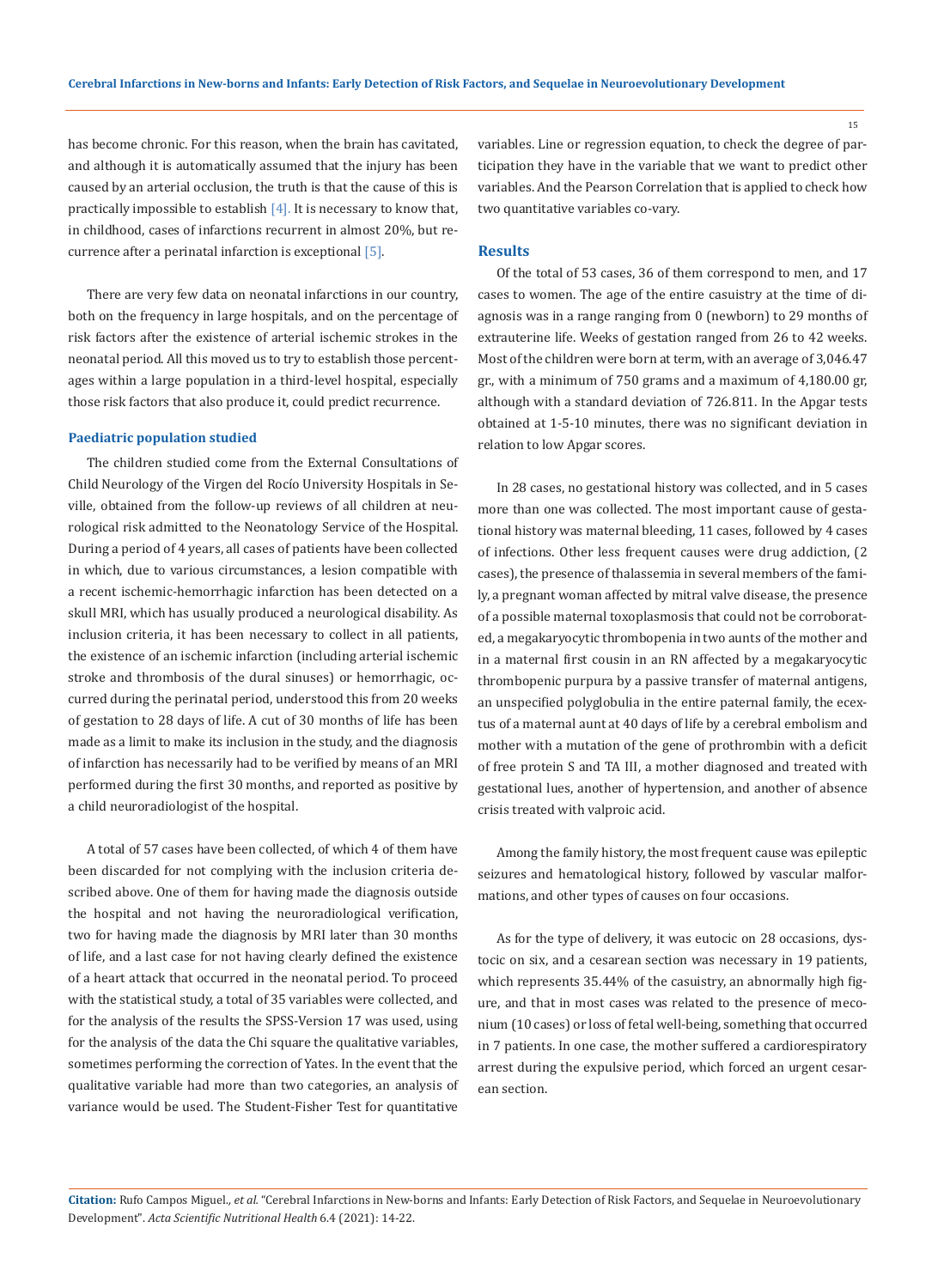has become chronic. For this reason, when the brain has cavitated, and although it is automatically assumed that the injury has been caused by an arterial occlusion, the truth is that the cause of this is practically impossible to establish [4]. It is necessary to know that, in childhood, cases of infarctions recurrent in almost 20%, but recurrence after a perinatal infarction is exceptional [5].

There are very few data on neonatal infarctions in our country, both on the frequency in large hospitals, and on the percentage of risk factors after the existence of arterial ischemic strokes in the neonatal period. All this moved us to try to establish those percentages within a large population in a third-level hospital, especially those risk factors that also produce it, could predict recurrence.

### Paediatric population studied

The children studied come from the External Consultations of Child Neurology of the Virgen del Rocío University Hospitals in Seville, obtained from the follow-up reviews of all children at neurological risk admitted to the Neonatology Service of the Hospital. During a period of 4 years, all cases of patients have been collected in which, due to various circumstances, a lesion compatible with a recent ischemic-hemorrhagic infarction has been detected on a skull MRI, which has usually produced a neurological disability. As inclusion criteria, it has been necessary to collect in all patients, the existence of an ischemic infarction (including arterial ischemic stroke and thrombosis of the dural sinuses) or hemorrhagic, occurred during the perinatal period, understood this from 20 weeks of gestation to 28 days of life. A cut of 30 months of life has been made as a limit to make its inclusion in the study, and the diagnosis of infarction has necessarily had to be verified by means of an MRI performed during the first 30 months, and reported as positive by a child neuroradiologist of the hospital.

A total of 57 cases have been collected, of which 4 of them have been discarded for not complying with the inclusion criteria described above. One of them for having made the diagnosis outside the hospital and not having the neuroradiological verification, two for having made the diagnosis by MRI later than 30 months of life, and a last case for not having clearly defined the existence of a heart attack that occurred in the neonatal period. To proceed with the statistical study, a total of 35 variables were collected, and for the analysis of the results the SPSS-Version 17 was used, using for the analysis of the data the Chi square the qualitative variables, sometimes performing the correction of Yates. In the event that the qualitative variable had more than two categories, an analysis of variance would be used. The Student-Fisher Test for quantitative variables. Line or regression equation, to check the degree of participation they have in the variable that we want to predict other variables. And the Pearson Correlation that is applied to check how two quantitative variables co-vary.

## Results

Of the total of 53 cases, 36 of them correspond to men, and 17 cases to women. The age of the entire casuistry at the time of diagnosis was in a range ranging from 0 (newborn) to 29 months of extrauterine life. Weeks of gestation ranged from 26 to 42 weeks. Most of the children were born at term, with an average of 3,046.47 gr., with a minimum of 750 grams and a maximum of 4,180.00 gr, although with a standard deviation of 726.811. In the Apgar tests obtained at 1-5-10 minutes, there was no significant deviation in relation to low Apgar scores.

In 28 cases, no gestational history was collected, and in 5 cases more than one was collected. The most important cause of gestational history was maternal bleeding, 11 cases, followed by 4 cases of infections. Other less frequent causes were drug addiction, (2 cases), the presence of thalassemia in several members of the family, a pregnant woman affected by mitral valve disease, the presence of a possible maternal toxoplasmosis that could not be corroborated, a megakaryocytic thrombopenia in two aunts of the mother and in a maternal first cousin in an RN affected by a megakaryocytic thrombopenic purpura by a passive transfer of maternal antigens, an unspecified polyglobulia in the entire paternal family, the exectus of a maternal aunt at 40 days of life by a cerebral embolism and mother with a mutation of the gene of prothrombin with a deficit of free protein S and TA III, a mother diagnosed and treated with gestational lues, another of hypertension, and another of absence crisis treated with valproic acid.

Among the family history, the most frequent cause was epileptic seizures and hematological history, followed by vascular malformations, and other types of causes on four occasions.

As for the type of delivery, it was eutocic on 28 occasions, dystocic on six, and a cesarean section was necessary in 19 patients, which represents 35.44% of the casuistry, an abnormally high figure, and that in most cases was related to the presence of meconium (10 cases) or loss of fetal well-being, something that occurred in 7 patients. In one case, the mother suffered a cardiorespiratory arrest during the expulsive period, which forced an urgent cesarean section.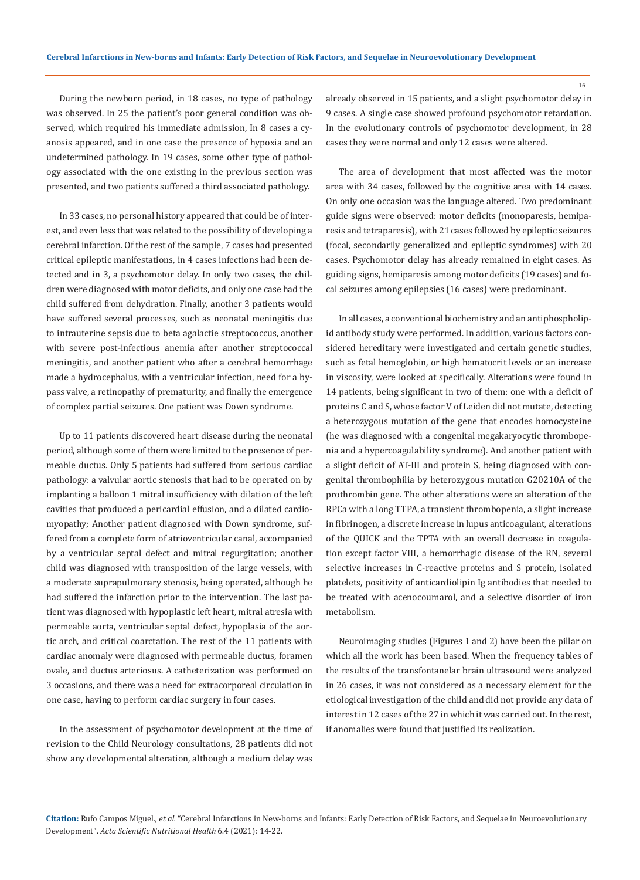During the newborn period, in 18 cases, no type of pathology was observed. In 25 the patient's poor general condition was observed, which required his immediate admission, In 8 cases a cyanosis appeared, and in one case the presence of hypoxia and an undetermined pathology. In 19 cases, some other type of pathology associated with the one existing in the previous section was presented, and two patients suffered a third associated pathology.

In 33 cases, no personal history appeared that could be of interest, and even less that was related to the possibility of developing a cerebral infarction. Of the rest of the sample, 7 cases had presented critical epileptic manifestations, in 4 cases infections had been detected and in 3, a psychomotor delay. In only two cases, the children were diagnosed with motor deficits, and only one case had the child suffered from dehydration. Finally, another 3 patients would have suffered several processes, such as neonatal meningitis due to intrauterine sepsis due to beta agalactie streptococcus, another with severe post-infectious anemia after another streptococcal meningitis, and another patient who after a cerebral hemorrhage made a hydrocephalus, with a ventricular infection, need for a bypass valve, a retinopathy of prematurity, and finally the emergence of complex partial seizures. One patient was Down syndrome.

Up to 11 patients discovered heart disease during the neonatal period, although some of them were limited to the presence of permeable ductus. Only 5 patients had suffered from serious cardiac pathology: a valvular aortic stenosis that had to be operated on by implanting a balloon 1 mitral insufficiency with dilation of the left cavities that produced a pericardial effusion, and a dilated cardiomyopathy; Another patient diagnosed with Down syndrome, suffered from a complete form of atrioventricular canal, accompanied by a ventricular septal defect and mitral regurgitation; another child was diagnosed with transposition of the large vessels, with a moderate suprapulmonary stenosis, being operated, although he had suffered the infarction prior to the intervention. The last patient was diagnosed with hypoplastic left heart, mitral atresia with permeable aorta, ventricular septal defect, hypoplasia of the aortic arch, and critical coarctation. The rest of the 11 patients with cardiac anomaly were diagnosed with permeable ductus, foramen ovale, and ductus arteriosus. A catheterization was performed on 3 occasions, and there was a need for extracorporeal circulation in one case, having to perform cardiac surgery in four cases.

In the assessment of psychomotor development at the time of revision to the Child Neurology consultations, 28 patients did not show any developmental alteration, although a medium delay was already observed in 15 patients, and a slight psychomotor delay in 9 cases. A single case showed profound psychomotor retardation. In the evolutionary controls of psychomotor development, in 28 cases they were normal and only 12 cases were altered.

The area of development that most affected was the motor area with 34 cases, followed by the cognitive area with 14 cases. On only one occasion was the language altered. Two predominant guide signs were observed: motor deficits (monoparesis, hemiparesis and tetraparesis), with 21 cases followed by epileptic seizures (focal, secondarily generalized and epileptic syndromes) with 20 cases. Psychomotor delay has already remained in eight cases. As guiding signs, hemiparesis among motor deficits (19 cases) and focal seizures among epilepsies (16 cases) were predominant.

In all cases, a conventional biochemistry and an antiphospholipid antibody study were performed. In addition, various factors considered hereditary were investigated and certain genetic studies, such as fetal hemoglobin, or high hematocrit levels or an increase in viscosity, were looked at specifically. Alterations were found in 14 patients, being significant in two of them: one with a deficit of proteins C and S, whose factor V of Leiden did not mutate, detecting a heterozygous mutation of the gene that encodes homocysteine (he was diagnosed with a congenital megakaryocytic thrombopenia and a hypercoagulability syndrome). And another patient with a slight deficit of AT-III and protein S, being diagnosed with congenital thrombophilia by heterozygous mutation G20210A of the prothrombin gene. The other alterations were an alteration of the RPCa with a long TTPA, a transient thrombopenia, a slight increase in fibrinogen, a discrete increase in lupus anticoagulant, alterations of the QUICK and the TPTA with an overall decrease in coagulation except factor VIII, a hemorrhagic disease of the RN, several selective increases in C-reactive proteins and S protein, isolated platelets, positivity of anticardiolipin Ig antibodies that needed to be treated with acenocoumarol, and a selective disorder of iron metabolism.

Neuroimaging studies (Figures 1 and 2) have been the pillar on which all the work has been based. When the frequency tables of the results of the transfontanelar brain ultrasound were analyzed in 26 cases, it was not considered as a necessary element for the etiological investigation of the child and did not provide any data of interest in 12 cases of the 27 in which it was carried out. In the rest, if anomalies were found that justified its realization.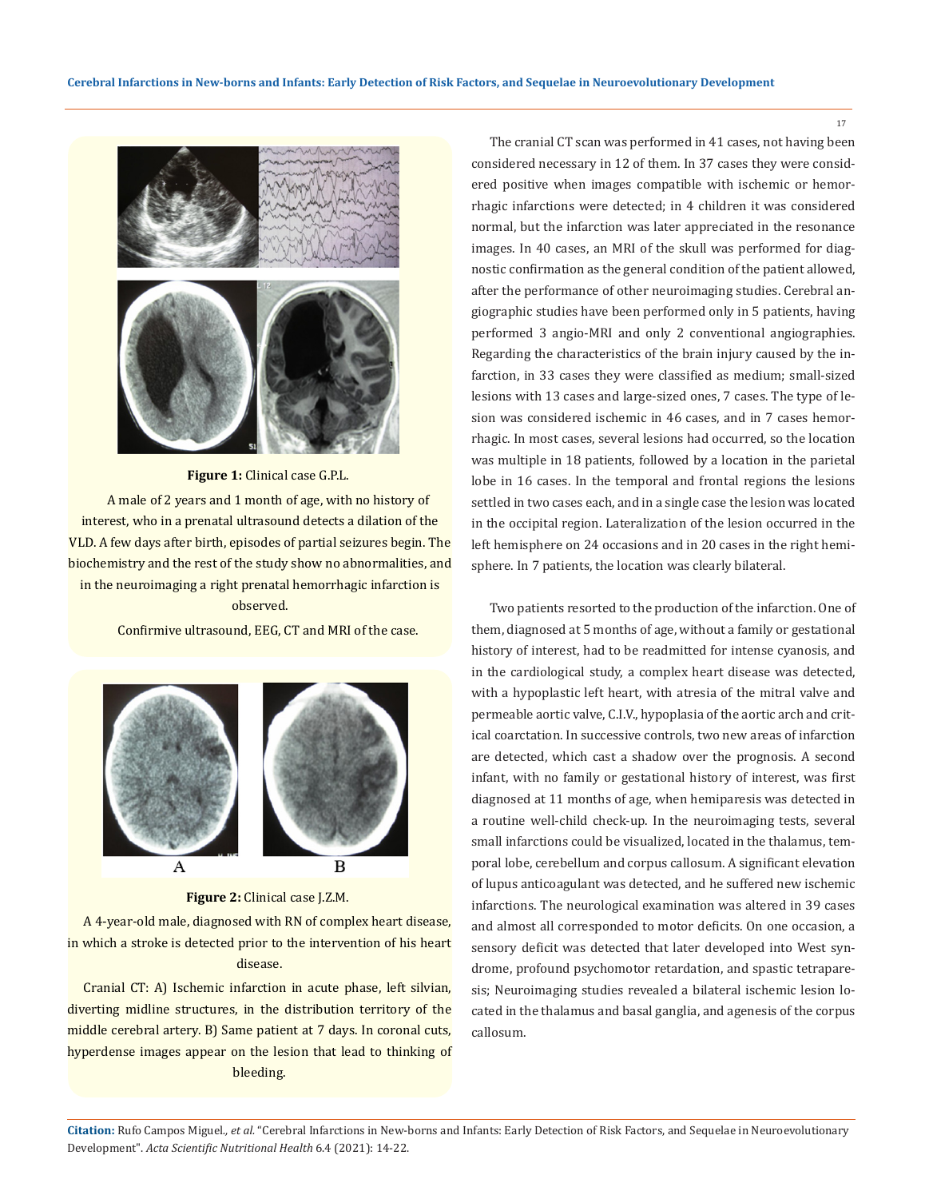**Figure 1:** Clinical case G.P.L.

A male of 2 years and 1 month of age, with no history of interest, who in a prenatal ultrasound detects a dilation of the VLD. A few days after birth, episodes of partial seizures begin. The biochemistry and the rest of the study show no abnormalities, and in the neuroimaging a right prenatal hemorrhagic infarction is observed.

Confirmive ultrasound, EEG, CT and MRI of the case.

**Figure 2:** Clinical case J.Z.M.

A 4-year-old male, diagnosed with RN of complex heart disease, in which a stroke is detected prior to the intervention of his heart disease.

Cranial CT: A) Ischemic infarction in acute phase, left silvian, diverting midline structures, in the distribution territory of the middle cerebral artery. B) Same patient at 7 days. In coronal cuts, hyperdense images appear on the lesion that lead to thinking of bleeding.

The cranial CT scan was performed in 41 cases, not having been considered necessary in 12 of them. In 37 cases they were considered positive when images compatible with ischemic or hemorrhagic infarctions were detected; in 4 children it was considered normal, but the infarction was later appreciated in the resonance images. In 40 cases, an MRI of the skull was performed for diagnostic confirmation as the general condition of the patient allowed, after the performance of other neuroimaging studies. Cerebral angiographic studies have been performed only in 5 patients, having performed 3 angio-MRI and only 2 conventional angiographies. Regarding the characteristics of the brain injury caused by the infarction, in 33 cases they were classified as medium; small-sized lesions with 13 cases and large-sized ones, 7 cases. The type of lesion was considered ischemic in 46 cases, and in 7 cases hemorrhagic. In most cases, several lesions had occurred, so the location was multiple in 18 patients, followed by a location in the parietal lobe in 16 cases. In the temporal and frontal regions the lesions settled in two cases each, and in a single case the lesion was located in the occipital region. Lateralization of the lesion occurred in the left hemisphere on 24 occasions and in 20 cases in the right hemisphere. In 7 patients, the location was clearly bilateral.

Two patients resorted to the production of the infarction. One of them, diagnosed at 5 months of age, without a family or gestational history of interest, had to be readmitted for intense cyanosis, and in the cardiological study, a complex heart disease was detected, with a hypoplastic left heart, with atresia of the mitral valve and permeable aortic valve, C.I.V., hypoplasia of the aortic arch and critical coarctation. In successive controls, two new areas of infarction are detected, which cast a shadow over the prognosis. A second infant, with no family or gestational history of interest, was first diagnosed at 11 months of age, when hemiparesis was detected in a routine well-child check-up. In the neuroimaging tests, several small infarctions could be visualized, located in the thalamus, temporal lobe, cerebellum and corpus callosum. A significant elevation of lupus anticoagulant was detected, and he suffered new ischemic infarctions. The neurological examination was altered in 39 cases and almost all corresponded to motor deficits. On one occasion, a sensory deficit was detected that later developed into West syndrome, profound psychomotor retardation, and spastic tetraparesis; Neuroimaging studies revealed a bilateral ischemic lesion located in the thalamus and basal ganglia, and agenesis of the corpus callosum.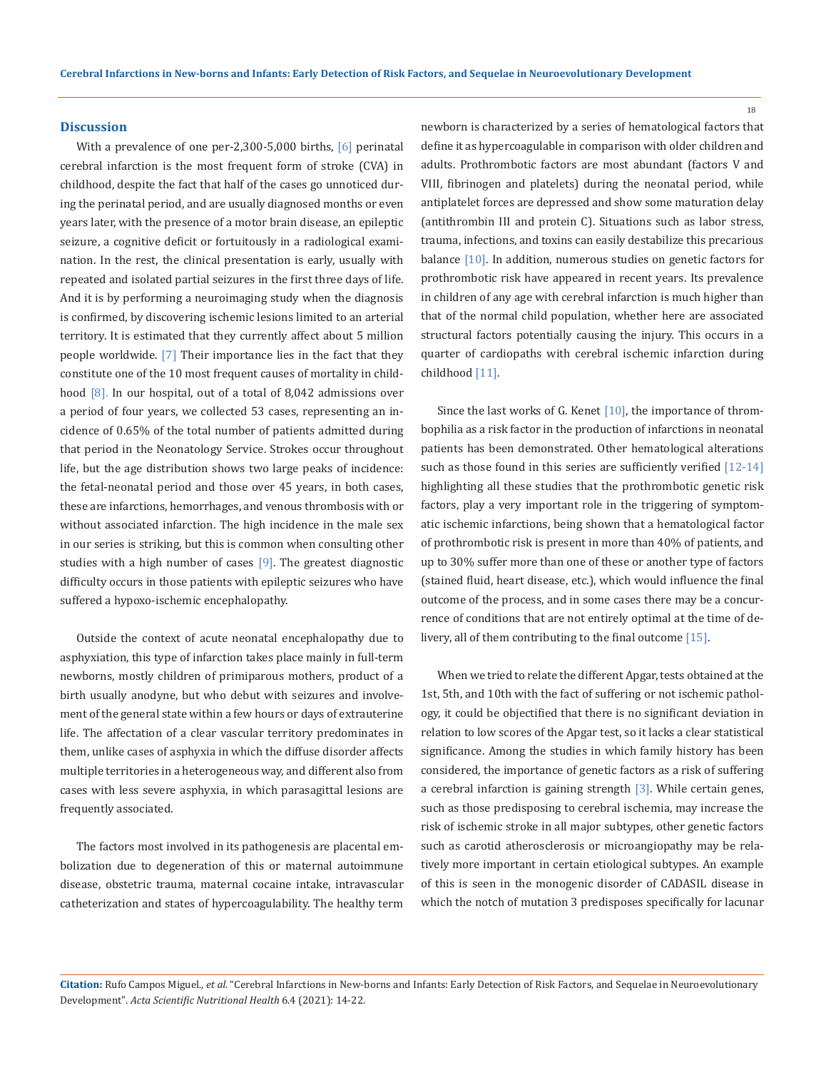## Discussion

With a prevalence of one per-2,300-5,000 births, [6] perinatal cerebral infarction is the most frequent form of stroke (CVA) in childhood, despite the fact that half of the cases go unnoticed during the perinatal period, and are usually diagnosed months or even years later, with the presence of a motor brain disease, an epileptic seizure, a cognitive deficit or fortuitously in a radiological examination. In the rest, the clinical presentation is early, usually with repeated and isolated partial seizures in the first three days of life. And it is by performing a neuroimaging study when the diagnosis is confirmed, by discovering ischemic lesions limited to an arterial territory. It is estimated that they currently affect about 5 million people worldwide. [7] Their importance lies in the fact that they constitute one of the 10 most frequent causes of mortality in childhood [8]. In our hospital, out of a total of 8,042 admissions over a period of four years, we collected 53 cases, representing an incidence of 0.65% of the total number of patients admitted during that period in the Neonatology Service. Strokes occur throughout life, but the age distribution shows two large peaks of incidence: the fetal-neonatal period and those over 45 years, in both cases, these are infarctions, hemorrhages, and venous thrombosis with or without associated infarction. The high incidence in the male sex in our series is striking, but this is common when consulting other studies with a high number of cases [9]. The greatest diagnostic difficulty occurs in those patients with epileptic seizures who have suffered a hypoxo-ischemic encephalopathy.

Outside the context of acute neonatal encephalopathy due to asphyxiation, this type of infarction takes place mainly in full-term newborns, mostly children of primiparous mothers, product of a birth usually anodyne, but who debut with seizures and involvement of the general state within a few hours or days of extrauterine life. The affectation of a clear vascular territory predominates in them, unlike cases of asphyxia in which the diffuse disorder affects multiple territories in a heterogeneous way, and different also from cases with less severe asphyxia, in which parasagittal lesions are frequently associated.

The factors most involved in its pathogenesis are placental embolization due to degeneration of this or maternal autoimmune disease, obstetric trauma, maternal cocaine intake, intravascular catheterization and states of hypercoagulability. The healthy term newborn is characterized by a series of hematological factors that define it as hypercoagulable in comparison with older children and adults. Prothrombotic factors are most abundant (factors V and VIII, fibrinogen and platelets) during the neonatal period, while antiplatelet forces are depressed and show some maturation delay (antithrombin III and protein C). Situations such as labor stress, trauma, infections, and toxins can easily destabilize this precarious balance [10]. In addition, numerous studies on genetic factors for prothrombotic risk have appeared in recent years. Its prevalence in children of any age with cerebral infarction is much higher than that of the normal child population, whether here are associated structural factors potentially causing the injury. This occurs in a quarter of cardiopaths with cerebral ischemic infarction during childhood [11].

Since the last works of G. Kenet [10], the importance of thrombophilia as a risk factor in the production of infarctions in neonatal patients has been demonstrated. Other hematological alterations such as those found in this series are sufficiently verified [12-14] highlighting all these studies that the prothrombotic genetic risk factors, play a very important role in the triggering of symptomatic ischemic infarctions, being shown that a hematological factor of prothrombotic risk is present in more than 40% of patients, and up to 30% suffer more than one of these or another type of factors (stained fluid, heart disease, etc.), which would influence the final outcome of the process, and in some cases there may be a concurrence of conditions that are not entirely optimal at the time of delivery, all of them contributing to the final outcome [15].

When we tried to relate the different Apgar, tests obtained at the 1st, 5th, and 10th with the fact of suffering or not ischemic pathology, it could be objectified that there is no significant deviation in relation to low scores of the Apgar test, so it lacks a clear statistical significance. Among the studies in which family history has been considered, the importance of genetic factors as a risk of suffering a cerebral infarction is gaining strength [3]. While certain genes, such as those predisposing to cerebral ischemia, may increase the risk of ischemic stroke in all major subtypes, other genetic factors such as carotid atherosclerosis or microangiopathy may be relatively more important in certain etiological subtypes. An example of this is seen in the monogenic disorder of CADASIL disease in which the notch of mutation 3 predisposes specifically for lacunar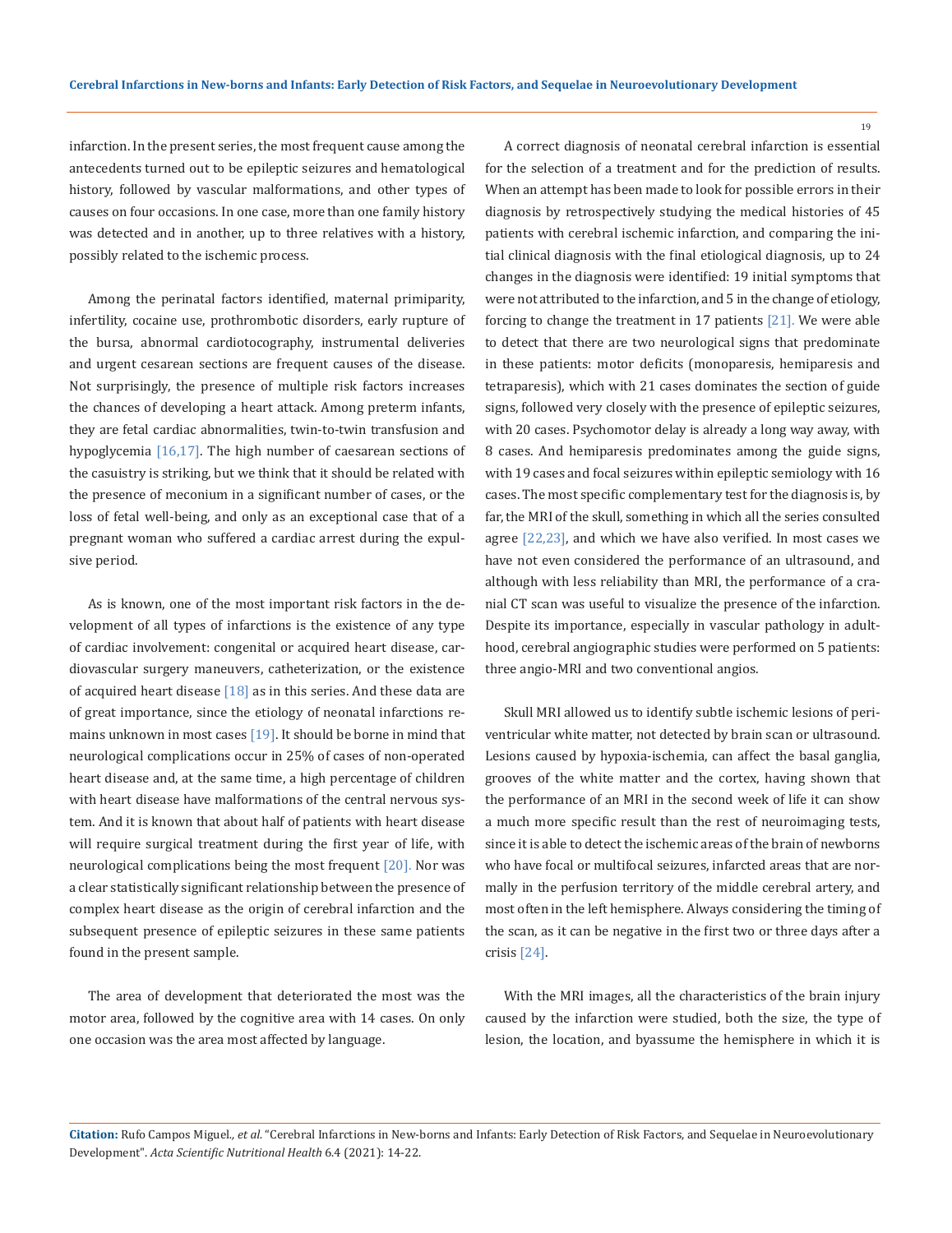infarction. In the present series, the most frequent cause among the antecedents turned out to be epileptic seizures and hematological history, followed by vascular malformations, and other types of causes on four occasions. In one case, more than one family history was detected and in another, up to three relatives with a history, possibly related to the ischemic process.

Among the perinatal factors identified, maternal primiparity, infertility, cocaine use, prothrombotic disorders, early rupture of the bursa, abnormal cardiotocography, instrumental deliveries and urgent cesarean sections are frequent causes of the disease. Not surprisingly, the presence of multiple risk factors increases the chances of developing a heart attack. Among preterm infants, they are fetal cardiac abnormalities, twin-to-twin transfusion and hypoglycemia [16,17]. The high number of caesarean sections of the casuistry is striking, but we think that it should be related with the presence of meconium in a significant number of cases, or the loss of fetal well-being, and only as an exceptional case that of a pregnant woman who suffered a cardiac arrest during the expulsive period.

As is known, one of the most important risk factors in the development of all types of infarctions is the existence of any type of cardiac involvement: congenital or acquired heart disease, cardiovascular surgery maneuvers, catheterization, or the existence of acquired heart disease [18] as in this series. And these data are of great importance, since the etiology of neonatal infarctions remains unknown in most cases [19]. It should be borne in mind that neurological complications occur in 25% of cases of non-operated heart disease and, at the same time, a high percentage of children with heart disease have malformations of the central nervous system. And it is known that about half of patients with heart disease will require surgical treatment during the first year of life, with neurological complications being the most frequent [20]. Nor was a clear statistically significant relationship between the presence of complex heart disease as the origin of cerebral infarction and the subsequent presence of epileptic seizures in these same patients found in the present sample.

The area of development that deteriorated the most was the motor area, followed by the cognitive area with 14 cases. On only one occasion was the area most affected by language.

A correct diagnosis of neonatal cerebral infarction is essential for the selection of a treatment and for the prediction of results. When an attempt has been made to look for possible errors in their diagnosis by retrospectively studying the medical histories of 45 patients with cerebral ischemic infarction, and comparing the initial clinical diagnosis with the final etiological diagnosis, up to 24 changes in the diagnosis were identified: 19 initial symptoms that were not attributed to the infarction, and 5 in the change of etiology, forcing to change the treatment in 17 patients [21]. We were able to detect that there are two neurological signs that predominate in these patients: motor deficits (monoparesis, hemiparesis and tetraparesis), which with 21 cases dominates the section of guide signs, followed very closely with the presence of epileptic seizures, with 20 cases. Psychomotor delay is already a long way away, with 8 cases. And hemiparesis predominates among the guide signs, with 19 cases and focal seizures within epileptic semiology with 16 cases. The most specific complementary test for the diagnosis is, by far, the MRI of the skull, something in which all the series consulted agree [22,23], and which we have also verified. In most cases we have not even considered the performance of an ultrasound, and although with less reliability than MRI, the performance of a cranial CT scan was useful to visualize the presence of the infarction. Despite its importance, especially in vascular pathology in adulthood, cerebral angiographic studies were performed on 5 patients: three angio-MRI and two conventional angios.

Skull MRI allowed us to identify subtle ischemic lesions of periventricular white matter, not detected by brain scan or ultrasound. Lesions caused by hypoxia-ischemia, can affect the basal ganglia, grooves of the white matter and the cortex, having shown that the performance of an MRI in the second week of life it can show a much more specific result than the rest of neuroimaging tests, since it is able to detect the ischemic areas of the brain of newborns who have focal or multifocal seizures, infarcted areas that are normally in the perfusion territory of the middle cerebral artery, and most often in the left hemisphere. Always considering the timing of the scan, as it can be negative in the first two or three days after a crisis [24].

With the MRI images, all the characteristics of the brain injury caused by the infarction were studied, both the size, the type of lesion, the location, and byassume the hemisphere in which it is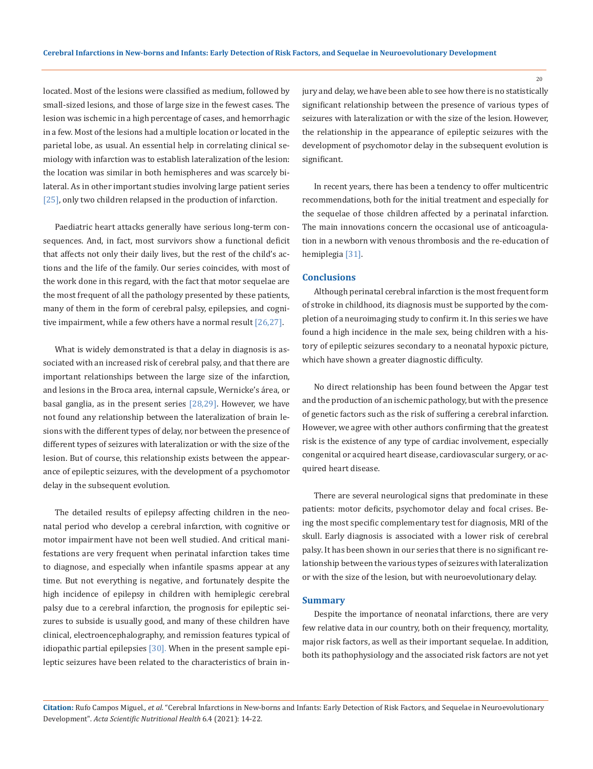located. Most of the lesions were classified as medium, followed by small-sized lesions, and those of large size in the fewest cases. The lesion was ischemic in a high percentage of cases, and hemorrhagic in a few. Most of the lesions had a multiple location or located in the parietal lobe, as usual. An essential help in correlating clinical semiology with infarction was to establish lateralization of the lesion: the location was similar in both hemispheres and was scarcely bilateral. As in other important studies involving large patient series [25], only two children relapsed in the production of infarction.

Paediatric heart attacks generally have serious long-term consequences. And, in fact, most survivors show a functional deficit that affects not only their daily lives, but the rest of the child's actions and the life of the family. Our series coincides, with most of the work done in this regard, with the fact that motor sequelae are the most frequent of all the pathology presented by these patients, many of them in the form of cerebral palsy, epilepsies, and cognitive impairment, while a few others have a normal result [26,27].

What is widely demonstrated is that a delay in diagnosis is associated with an increased risk of cerebral palsy, and that there are important relationships between the large size of the infarction, and lesions in the Broca area, internal capsule, Wernicke's área, or basal ganglia, as in the present series [28,29]. However, we have not found any relationship between the lateralization of brain lesions with the different types of delay, nor between the presence of different types of seizures with lateralization or with the size of the lesion. But of course, this relationship exists between the appearance of epileptic seizures, with the development of a psychomotor delay in the subsequent evolution.

The detailed results of epilepsy affecting children in the neonatal period who develop a cerebral infarction, with cognitive or motor impairment have not been well studied. And critical manifestations are very frequent when perinatal infarction takes time to diagnose, and especially when infantile spasms appear at any time. But not everything is negative, and fortunately despite the high incidence of epilepsy in children with hemiplegic cerebral palsy due to a cerebral infarction, the prognosis for epileptic seizures to subside is usually good, and many of these children have clinical, electroencephalography, and remission features typical of idiopathic partial epilepsies [30]. When in the present sample epileptic seizures have been related to the characteristics of brain injury and delay, we have been able to see how there is no statistically significant relationship between the presence of various types of seizures with lateralization or with the size of the lesion. However, the relationship in the appearance of epileptic seizures with the development of psychomotor delay in the subsequent evolution is significant.

In recent years, there has been a tendency to offer multicentric recommendations, both for the initial treatment and especially for the sequelae of those children affected by a perinatal infarction. The main innovations concern the occasional use of anticoagulation in a newborn with venous thrombosis and the re-education of hemiplegia [31].

## Conclusions

Although perinatal cerebral infarction is the most frequent form of stroke in childhood, its diagnosis must be supported by the completion of a neuroimaging study to confirm it. In this series we have found a high incidence in the male sex, being children with a history of epileptic seizures secondary to a neonatal hypoxic picture, which have shown a greater diagnostic difficulty.

No direct relationship has been found between the Apgar test and the production of an ischemic pathology, but with the presence of genetic factors such as the risk of suffering a cerebral infarction. However, we agree with other authors confirming that the greatest risk is the existence of any type of cardiac involvement, especially congenital or acquired heart disease, cardiovascular surgery, or acquired heart disease.

There are several neurological signs that predominate in these patients: motor deficits, psychomotor delay and focal crises. Being the most specific complementary test for diagnosis, MRI of the skull. Early diagnosis is associated with a lower risk of cerebral palsy. It has been shown in our series that there is no significant relationship between the various types of seizures with lateralization or with the size of the lesion, but with neuroevolutionary delay.

## Summary

Despite the importance of neonatal infarctions, there are very few relative data in our country, both on their frequency, mortality, major risk factors, as well as their important sequelae. In addition, both its pathophysiology and the associated risk factors are not yet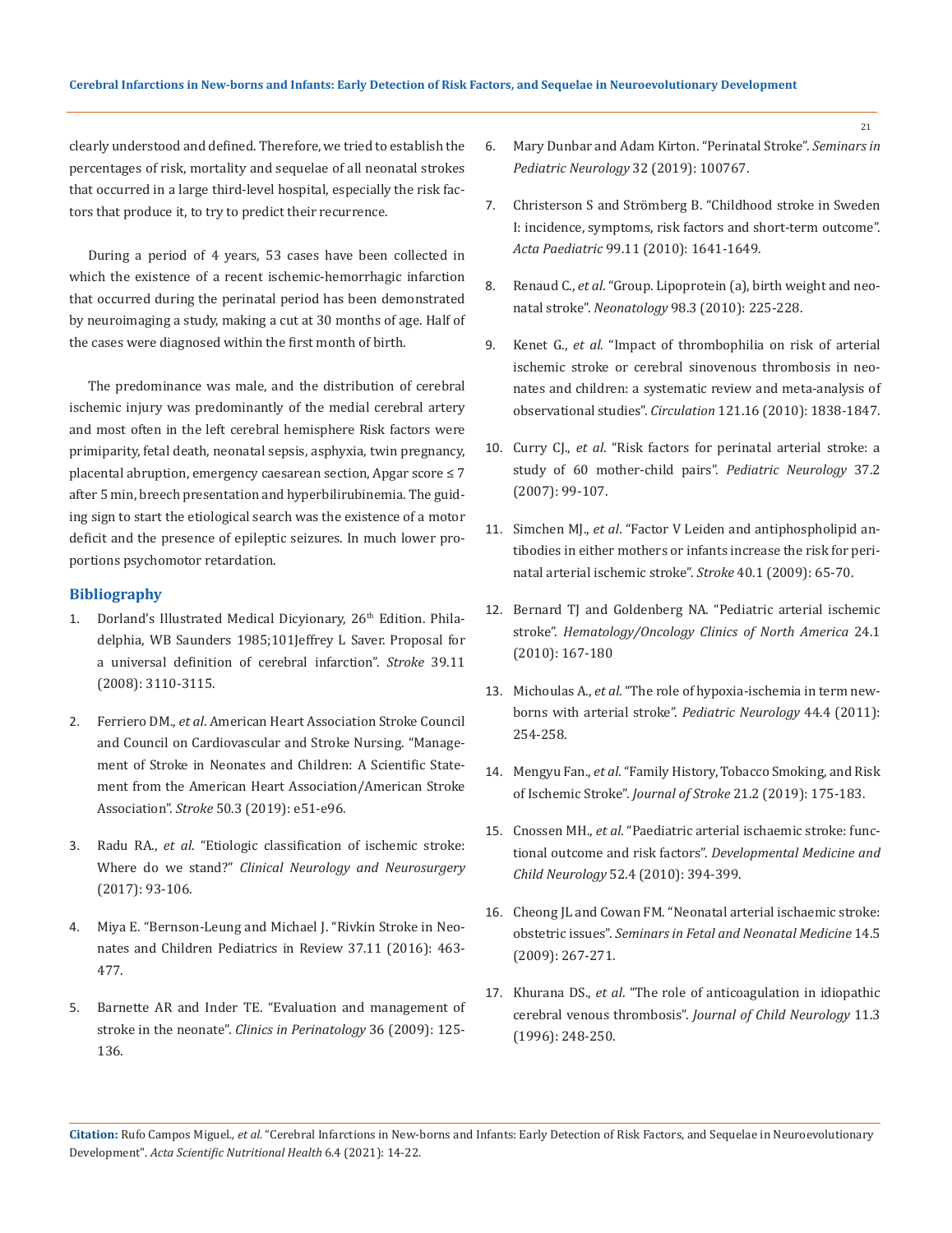clearly understood and defined. Therefore, we tried to establish the percentages of risk, mortality and sequelae of all neonatal strokes that occurred in a large third-level hospital, especially the risk factors that produce it, to try to predict their recurrence.

During a period of 4 years, 53 cases have been collected in which the existence of a recent ischemic-hemorrhagic infarction that occurred during the perinatal period has been demonstrated by neuroimaging a study, making a cut at 30 months of age. Half of the cases were diagnosed within the first month of birth.

The predominance was male, and the distribution of cerebral ischemic injury was predominantly of the medial cerebral artery and most often in the left cerebral hemisphere Risk factors were primiparity, fetal death, neonatal sepsis, asphyxia, twin pregnancy, placental abruption, emergency caesarean section, Apgar score ≤ 7 after 5 min, breech presentation and hyperbilirubinemia. The guiding sign to start the etiological search was the existence of a motor deficit and the presence of epileptic seizures. In much lower proportions psychomotor retardation.

## Bibliography

1. Dorland's Illustrated Medical Dicyionary, 26th Edition. Philadelphia, WB Saunders 1985;101Jeffrey L Saver. Proposal for a universal definition of cerebral infarction". *Stroke* 39.11 (2008): 3110-3115.
2. Ferriero DM., *et al*. American Heart Association Stroke Council and Council on Cardiovascular and Stroke Nursing. "Management of Stroke in Neonates and Children: A Scientific Statement from the American Heart Association/American Stroke Association". *Stroke* 50.3 (2019): e51-e96.
3. Radu RA., *et al*. "Etiologic classification of ischemic stroke: Where do we stand?" *Clinical Neurology and Neurosurgery* (2017): 93-106.
4. Miya E. "Bernson-Leung and Michael J. "Rivkin Stroke in Neonates and Children Pediatrics in Review 37.11 (2016): 463-477.
5. Barnette AR and Inder TE. "Evaluation and management of stroke in the neonate". *Clinics in Perinatology* 36 (2009): 125-136.
6. Mary Dunbar and Adam Kirton. "Perinatal Stroke". *Seminars in Pediatric Neurology* 32 (2019): 100767.
7. Christerson S and Strömberg B. "Childhood stroke in Sweden I: incidence, symptoms, risk factors and short-term outcome". *Acta Paediatric* 99.11 (2010): 1641-1649.
8. Renaud C., *et al*. "Group. Lipoprotein (a), birth weight and neonatal stroke". *Neonatology* 98.3 (2010): 225-228.
9. Kenet G., *et al*. "Impact of thrombophilia on risk of arterial ischemic stroke or cerebral sinovenous thrombosis in neonates and children: a systematic review and meta-analysis of observational studies". *Circulation* 121.16 (2010): 1838-1847.
10. Curry CJ., *et al*. "Risk factors for perinatal arterial stroke: a study of 60 mother-child pairs". *Pediatric Neurology* 37.2 (2007): 99-107.
11. Simchen MJ., *et al*. "Factor V Leiden and antiphospholipid antibodies in either mothers or infants increase the risk for perinatal arterial ischemic stroke". *Stroke* 40.1 (2009): 65-70.
12. Bernard TJ and Goldenberg NA. "Pediatric arterial ischemic stroke". *Hematology/Oncology Clinics of North America* 24.1 (2010): 167-180
13. Michoulas A., *et al*. "The role of hypoxia-ischemia in term newborns with arterial stroke". *Pediatric Neurology* 44.4 (2011): 254-258.
14. Mengyu Fan., *et al*. "Family History, Tobacco Smoking, and Risk of Ischemic Stroke". *Journal of Stroke* 21.2 (2019): 175-183.
15. Cnossen MH., *et al*. "Paediatric arterial ischaemic stroke: functional outcome and risk factors". *Developmental Medicine and Child Neurology* 52.4 (2010): 394-399.
16. Cheong JL and Cowan FM. "Neonatal arterial ischaemic stroke: obstetric issues". *Seminars in Fetal and Neonatal Medicine* 14.5 (2009): 267-271.
17. Khurana DS., *et al*. "The role of anticoagulation in idiopathic cerebral venous thrombosis". *Journal of Child Neurology* 11.3 (1996): 248-250.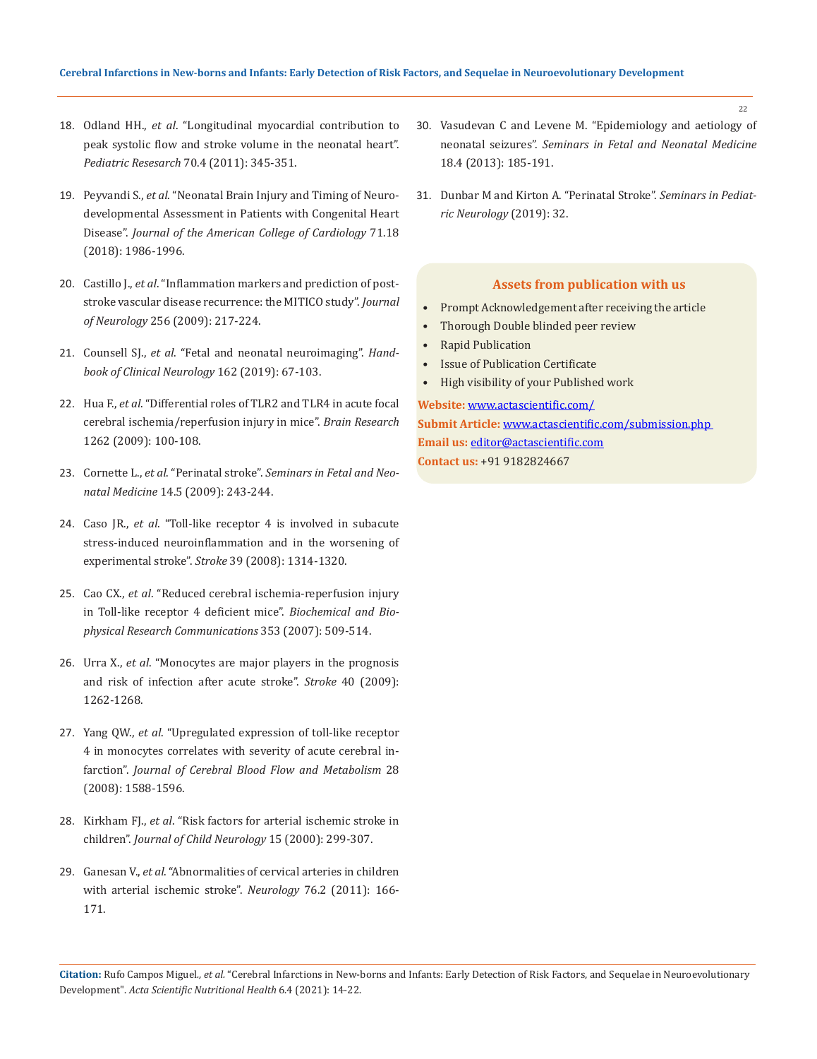18. Odland HH., *et al*. "Longitudinal myocardial contribution to peak systolic flow and stroke volume in the neonatal heart". *Pediatric Resesarch* 70.4 (2011): 345-351.

19. Peyvandi S., *et al*. "Neonatal Brain Injury and Timing of Neurodevelopmental Assessment in Patients with Congenital Heart Disease". *Journal of the American College of Cardiology* 71.18 (2018): 1986-1996.

20. Castillo J., *et al*. "Inflammation markers and prediction of post-stroke vascular disease recurrence: the MITICO study". *Journal of Neurology* 256 (2009): 217-224.

21. Counsell SJ., *et al*. "Fetal and neonatal neuroimaging". *Handbook of Clinical Neurology* 162 (2019): 67-103.

22. Hua F., *et al*. "Differential roles of TLR2 and TLR4 in acute focal cerebral ischemia/reperfusion injury in mice". *Brain Research* 1262 (2009): 100-108.

23. Cornette L., *et al*. "Perinatal stroke". *Seminars in Fetal and Neonatal Medicine* 14.5 (2009): 243-244.

24. Caso JR., *et al*. "Toll-like receptor 4 is involved in subacute stress-induced neuroinflammation and in the worsening of experimental stroke". *Stroke* 39 (2008): 1314-1320.

25. Cao CX., *et al*. "Reduced cerebral ischemia-reperfusion injury in Toll-like receptor 4 deficient mice". *Biochemical and Biophysical Research Communications* 353 (2007): 509-514.

26. Urra X., *et al*. "Monocytes are major players in the prognosis and risk of infection after acute stroke". *Stroke* 40 (2009): 1262-1268.

27. Yang QW., *et al*. "Upregulated expression of toll-like receptor 4 in monocytes correlates with severity of acute cerebral infarction". *Journal of Cerebral Blood Flow and Metabolism* 28 (2008): 1588-1596.

28. Kirkham FJ., *et al*. "Risk factors for arterial ischemic stroke in children". *Journal of Child Neurology* 15 (2000): 299-307.

29. Ganesan V., *et al*. "Abnormalities of cervical arteries in children with arterial ischemic stroke". *Neurology* 76.2 (2011): 166-171.

30. Vasudevan C and Levene M. "Epidemiology and aetiology of neonatal seizures". *Seminars in Fetal and Neonatal Medicine* 18.4 (2013): 185-191.

31. Dunbar M and Kirton A. "Perinatal Stroke". *Seminars in Pediatric Neurology* (2019): 32.

**Assets from publication with us**

- Prompt Acknowledgement after receiving the article
- Thorough Double blinded peer review
- Rapid Publication
- Issue of Publication Certificate
- High visibility of your Published work

**Website:** www.actascientific.com/
**Submit Article:** www.actascientific.com/submission.php
**Email us:** editor@actascientific.com
**Contact us:** +91 9182824667